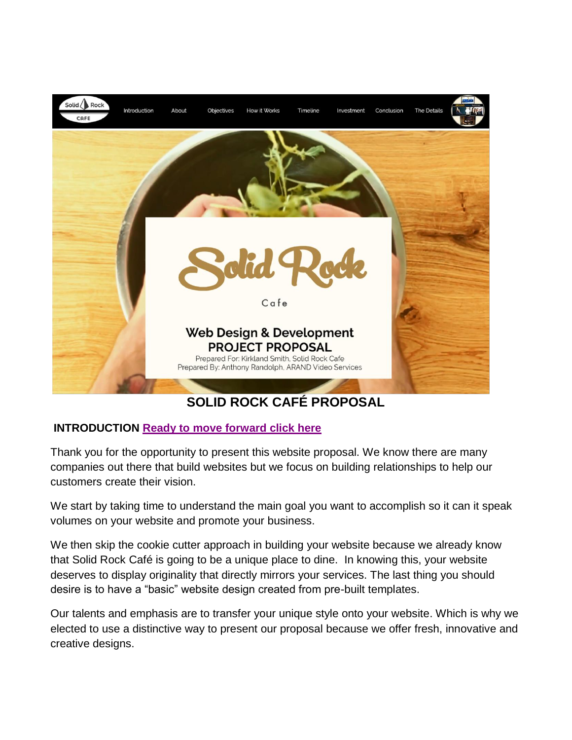# SOLID ROCK CAFÉ PROPOSAL

**INTRODUCTION** **Ready to move forward click here**

Thank you for the opportunity to present this website proposal. We know there are many companies out there that build websites but we focus on building relationships to help our customers create their vision.

We start by taking time to understand the main goal you want to accomplish so it can it speak volumes on your website and promote your business.

We then skip the cookie cutter approach in building your website because we already know that Solid Rock Café is going to be a unique place to dine. In knowing this, your website deserves to display originality that directly mirrors your services. The last thing you should desire is to have a "basic" website design created from pre-built templates.

Our talents and emphasis are to transfer your unique style onto your website. Which is why we elected to use a distinctive way to present our proposal because we offer fresh, innovative and creative designs.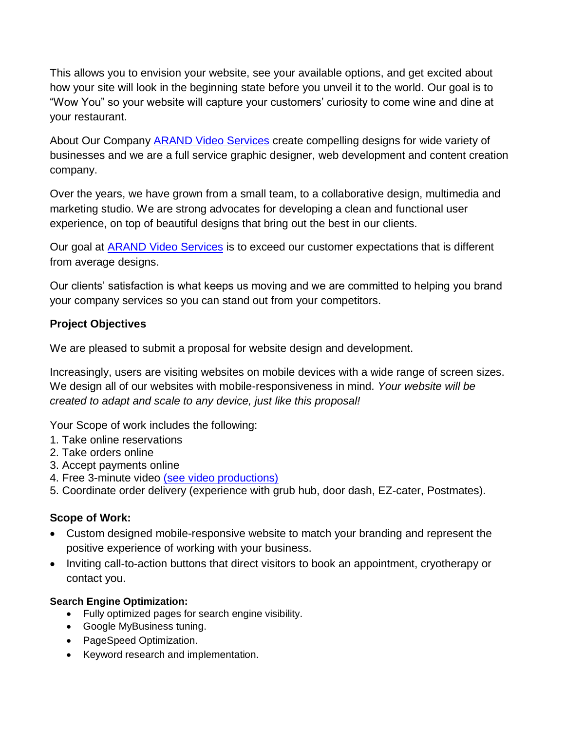This allows you to envision your website, see your available options, and get excited about how your site will look in the beginning state before you unveil it to the world. Our goal is to "Wow You" so your website will capture your customers' curiosity to come wine and dine at your restaurant.

About Our Company ARAND Video Services create compelling designs for wide variety of businesses and we are a full service graphic designer, web development and content creation company.

Over the years, we have grown from a small team, to a collaborative design, multimedia and marketing studio. We are strong advocates for developing a clean and functional user experience, on top of beautiful designs that bring out the best in our clients.

Our goal at ARAND Video Services is to exceed our customer expectations that is different from average designs.

Our clients' satisfaction is what keeps us moving and we are committed to helping you brand your company services so you can stand out from your competitors.

**Project Objectives**

We are pleased to submit a proposal for website design and development.

Increasingly, users are visiting websites on mobile devices with a wide range of screen sizes. We design all of our websites with mobile-responsiveness in mind. *Your website will be created to adapt and scale to any device, just like this proposal!*

Your Scope of work includes the following:

1. Take online reservations
2. Take orders online
3. Accept payments online
4. Free 3-minute video (see video productions)
5. Coordinate order delivery (experience with grub hub, door dash, EZ-cater, Postmates).

**Scope of Work:**

- Custom designed mobile-responsive website to match your branding and represent the positive experience of working with your business.
- Inviting call-to-action buttons that direct visitors to book an appointment, cryotherapy or contact you.

**Search Engine Optimization:**

- Fully optimized pages for search engine visibility.
- Google MyBusiness tuning.
- PageSpeed Optimization.
- Keyword research and implementation.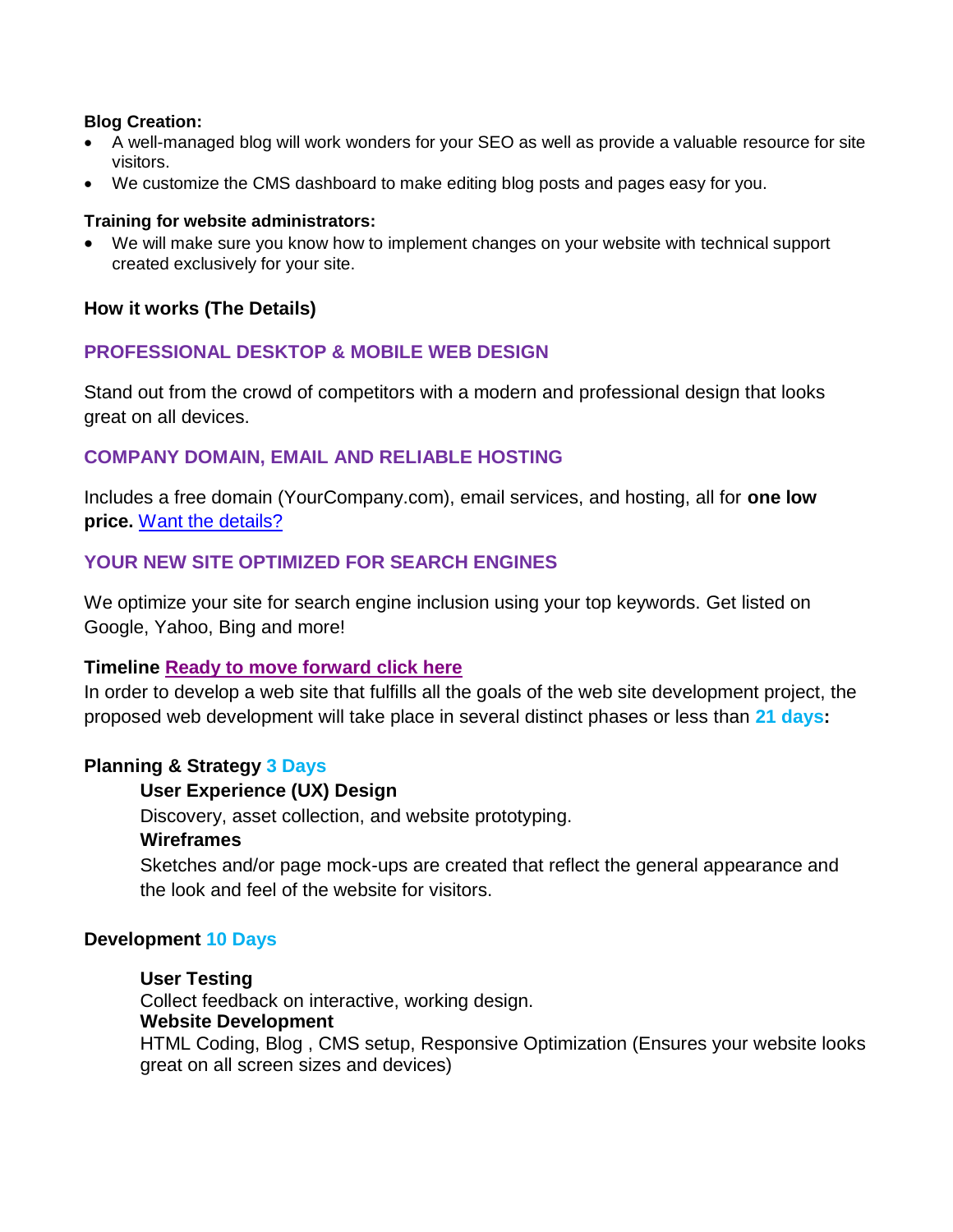**Blog Creation:**

- A well-managed blog will work wonders for your SEO as well as provide a valuable resource for site visitors.
- We customize the CMS dashboard to make editing blog posts and pages easy for you.

**Training for website administrators:**

- We will make sure you know how to implement changes on your website with technical support created exclusively for your site.

## How it works (The Details)

### PROFESSIONAL DESKTOP & MOBILE WEB DESIGN

Stand out from the crowd of competitors with a modern and professional design that looks great on all devices.

### COMPANY DOMAIN, EMAIL AND RELIABLE HOSTING

Includes a free domain (YourCompany.com), email services, and hosting, all for **one low price.** Want the details?

### YOUR NEW SITE OPTIMIZED FOR SEARCH ENGINES

We optimize your site for search engine inclusion using your top keywords. Get listed on Google, Yahoo, Bing and more!

**Timeline** **Ready to move forward click here**

In order to develop a web site that fulfills all the goals of the web site development project, the proposed web development will take place in several distinct phases or less than **21 days:**

**Planning & Strategy 3 Days**

**User Experience (UX) Design**

Discovery, asset collection, and website prototyping.

**Wireframes**

Sketches and/or page mock-ups are created that reflect the general appearance and the look and feel of the website for visitors.

**Development 10 Days**

**User Testing**

Collect feedback on interactive, working design.

**Website Development**

HTML Coding, Blog , CMS setup, Responsive Optimization (Ensures your website looks great on all screen sizes and devices)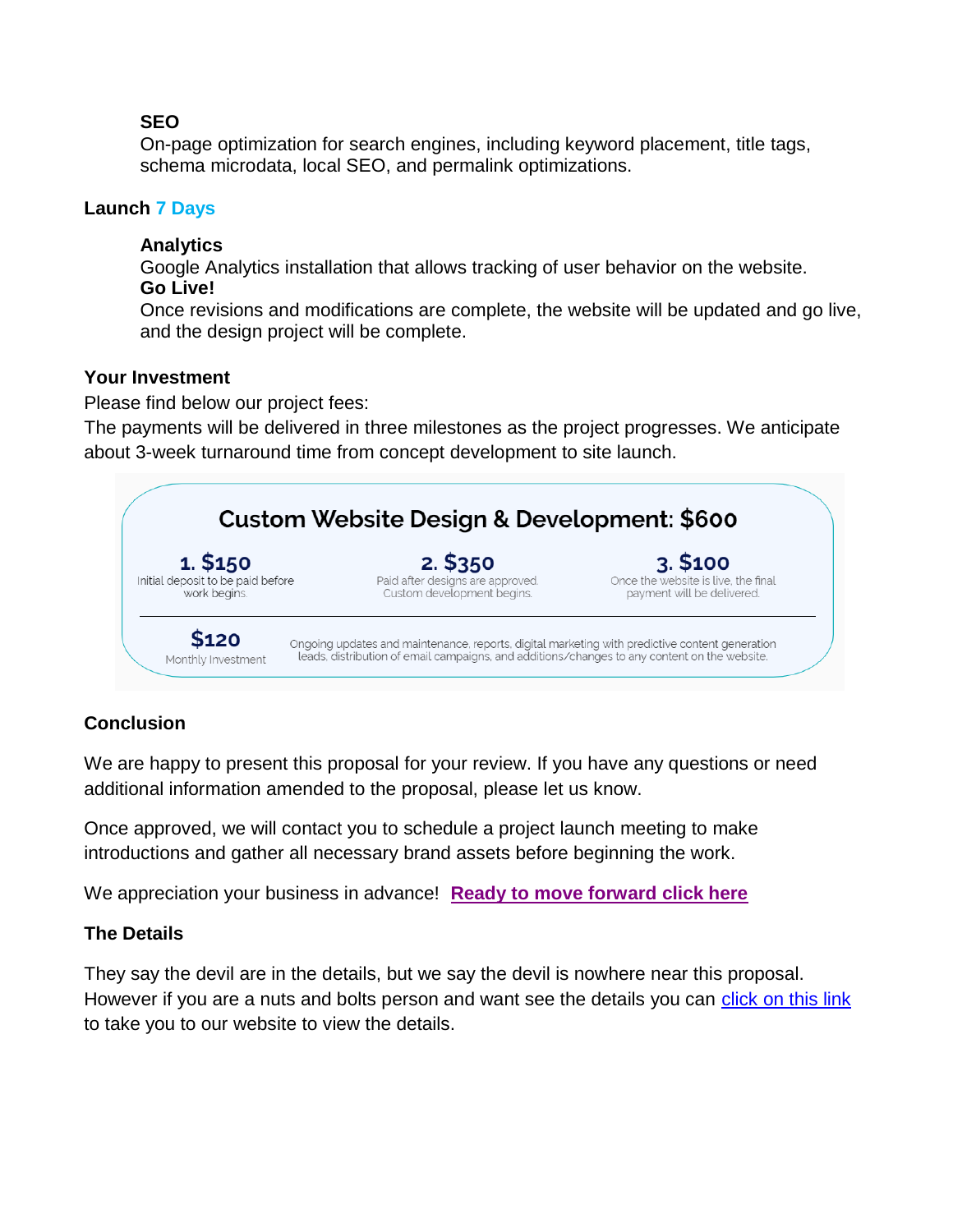**SEO**

On-page optimization for search engines, including keyword placement, title tags, schema microdata, local SEO, and permalink optimizations.

### Launch 7 Days

**Analytics**

Google Analytics installation that allows tracking of user behavior on the website.

**Go Live!**

Once revisions and modifications are complete, the website will be updated and go live, and the design project will be complete.

### Your Investment

Please find below our project fees:

The payments will be delivered in three milestones as the project progresses. We anticipate about 3-week turnaround time from concept development to site launch.

**Custom Website Design & Development: $600**

| 1. $150 | 2. $350 | 3. $100 |
| --- | --- | --- |
| Initial deposit to be paid before work begins. | Paid after designs are approved. Custom development begins. | Once the website is live, the final payment will be delivered. |

**$120** Monthly Investment — Ongoing updates and maintenance, reports, digital marketing with predictive content generation leads, distribution of email campaigns, and additions/changes to any content on the website.

### Conclusion

We are happy to present this proposal for your review. If you have any questions or need additional information amended to the proposal, please let us know.

Once approved, we will contact you to schedule a project launch meeting to make introductions and gather all necessary brand assets before beginning the work.

We appreciation your business in advance! **Ready to move forward click here**

### The Details

They say the devil are in the details, but we say the devil is nowhere near this proposal. However if you are a nuts and bolts person and want see the details you can click on this link to take you to our website to view the details.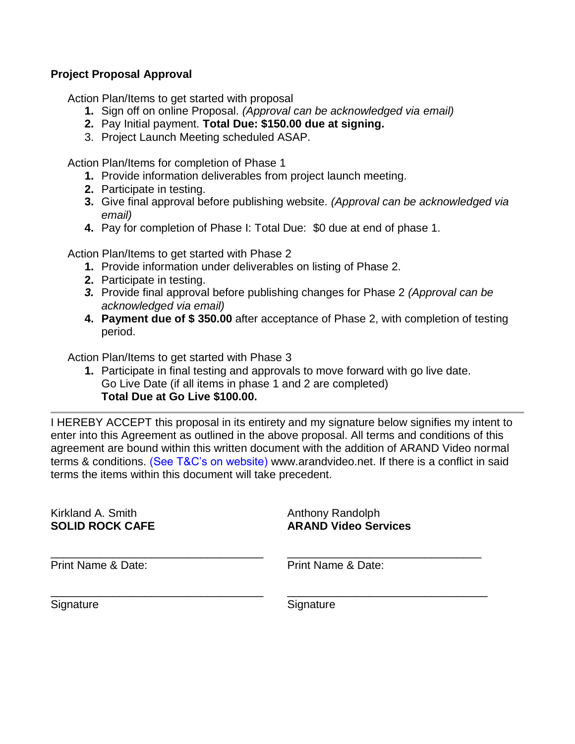**Project Proposal Approval**

Action Plan/Items to get started with proposal

1. Sign off on online Proposal. *(Approval can be acknowledged via email)*
2. Pay Initial payment. **Total Due: $150.00 due at signing.**
3. Project Launch Meeting scheduled ASAP.

Action Plan/Items for completion of Phase 1

1. Provide information deliverables from project launch meeting.
2. Participate in testing.
3. Give final approval before publishing website. *(Approval can be acknowledged via email)*
4. Pay for completion of Phase I: Total Due: $0 due at end of phase 1.

Action Plan/Items to get started with Phase 2

1. Provide information under deliverables on listing of Phase 2.
2. Participate in testing.
3. Provide final approval before publishing changes for Phase 2 *(Approval can be acknowledged via email)*
4. **Payment due of $ 350.00** after acceptance of Phase 2, with completion of testing period.

Action Plan/Items to get started with Phase 3

1. Participate in final testing and approvals to move forward with go live date.
   Go Live Date (if all items in phase 1 and 2 are completed)
   **Total Due at Go Live $100.00.**

---

I HEREBY ACCEPT this proposal in its entirety and my signature below signifies my intent to enter into this Agreement as outlined in the above proposal. All terms and conditions of this agreement are bound within this written document with the addition of ARAND Video normal terms & conditions. (See T&C's on website) www.arandvideo.net. If there is a conflict in said terms the items within this document will take precedent.

Kirkland A. Smith
**SOLID ROCK CAFE**

\_\_\_\_\_\_\_\_\_\_\_\_\_\_\_\_\_\_\_\_\_\_\_\_\_\_\_\_\_\_\_\_\_\_
Print Name & Date:

\_\_\_\_\_\_\_\_\_\_\_\_\_\_\_\_\_\_\_\_\_\_\_\_\_\_\_\_\_\_\_\_\_\_
Signature

Anthony Randolph
**ARAND Video Services**

\_\_\_\_\_\_\_\_\_\_\_\_\_\_\_\_\_\_\_\_\_\_\_\_\_\_\_\_\_\_\_\_\_\_
Print Name & Date:

\_\_\_\_\_\_\_\_\_\_\_\_\_\_\_\_\_\_\_\_\_\_\_\_\_\_\_\_\_\_\_\_\_\_
Signature